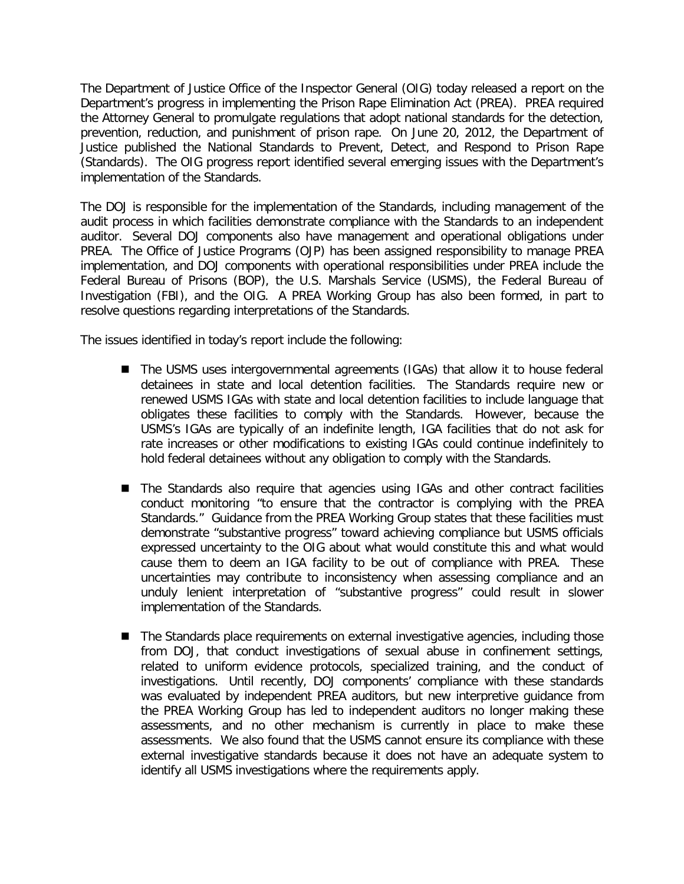The Department of Justice Office of the Inspector General (OIG) today released a report on the Department's progress in implementing the Prison Rape Elimination Act (PREA). PREA required the Attorney General to promulgate regulations that adopt national standards for the detection, prevention, reduction, and punishment of prison rape. On June 20, 2012, the Department of Justice published the National Standards to Prevent, Detect, and Respond to Prison Rape (Standards). The OIG progress report identified several emerging issues with the Department's implementation of the Standards.

The DOJ is responsible for the implementation of the Standards, including management of the audit process in which facilities demonstrate compliance with the Standards to an independent auditor. Several DOJ components also have management and operational obligations under PREA. The Office of Justice Programs (OJP) has been assigned responsibility to manage PREA implementation, and DOJ components with operational responsibilities under PREA include the Federal Bureau of Prisons (BOP), the U.S. Marshals Service (USMS), the Federal Bureau of Investigation (FBI), and the OIG. A PREA Working Group has also been formed, in part to resolve questions regarding interpretations of the Standards.

The issues identified in today's report include the following:

- The USMS uses intergovernmental agreements (IGAs) that allow it to house federal detainees in state and local detention facilities. The Standards require new or renewed USMS IGAs with state and local detention facilities to include language that obligates these facilities to comply with the Standards. However, because the USMS's IGAs are typically of an indefinite length, IGA facilities that do not ask for rate increases or other modifications to existing IGAs could continue indefinitely to hold federal detainees without any obligation to comply with the Standards.

- The Standards also require that agencies using IGAs and other contract facilities conduct monitoring "to ensure that the contractor is complying with the PREA Standards." Guidance from the PREA Working Group states that these facilities must demonstrate "substantive progress" toward achieving compliance but USMS officials expressed uncertainty to the OIG about what would constitute this and what would cause them to deem an IGA facility to be out of compliance with PREA. These uncertainties may contribute to inconsistency when assessing compliance and an unduly lenient interpretation of "substantive progress" could result in slower implementation of the Standards.

- The Standards place requirements on external investigative agencies, including those from DOJ, that conduct investigations of sexual abuse in confinement settings, related to uniform evidence protocols, specialized training, and the conduct of investigations. Until recently, DOJ components' compliance with these standards was evaluated by independent PREA auditors, but new interpretive guidance from the PREA Working Group has led to independent auditors no longer making these assessments, and no other mechanism is currently in place to make these assessments. We also found that the USMS cannot ensure its compliance with these external investigative standards because it does not have an adequate system to identify all USMS investigations where the requirements apply.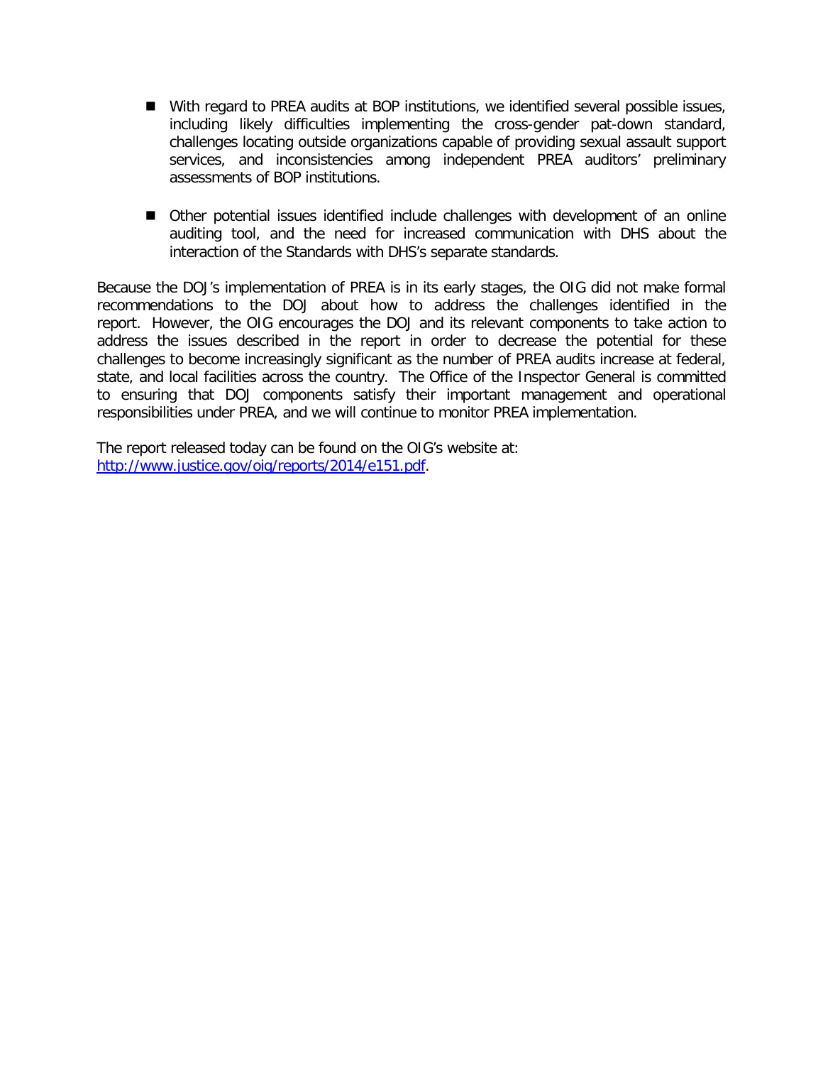- With regard to PREA audits at BOP institutions, we identified several possible issues, including likely difficulties implementing the cross-gender pat-down standard, challenges locating outside organizations capable of providing sexual assault support services, and inconsistencies among independent PREA auditors' preliminary assessments of BOP institutions.

- Other potential issues identified include challenges with development of an online auditing tool, and the need for increased communication with DHS about the interaction of the Standards with DHS's separate standards.

Because the DOJ's implementation of PREA is in its early stages, the OIG did not make formal recommendations to the DOJ about how to address the challenges identified in the report. However, the OIG encourages the DOJ and its relevant components to take action to address the issues described in the report in order to decrease the potential for these challenges to become increasingly significant as the number of PREA audits increase at federal, state, and local facilities across the country. The Office of the Inspector General is committed to ensuring that DOJ components satisfy their important management and operational responsibilities under PREA, and we will continue to monitor PREA implementation.

The report released today can be found on the OIG's website at: [http://www.justice.gov/oig/reports/2014/e151.pdf](http://www.justice.gov/oig/reports/2014/e151.pdf).